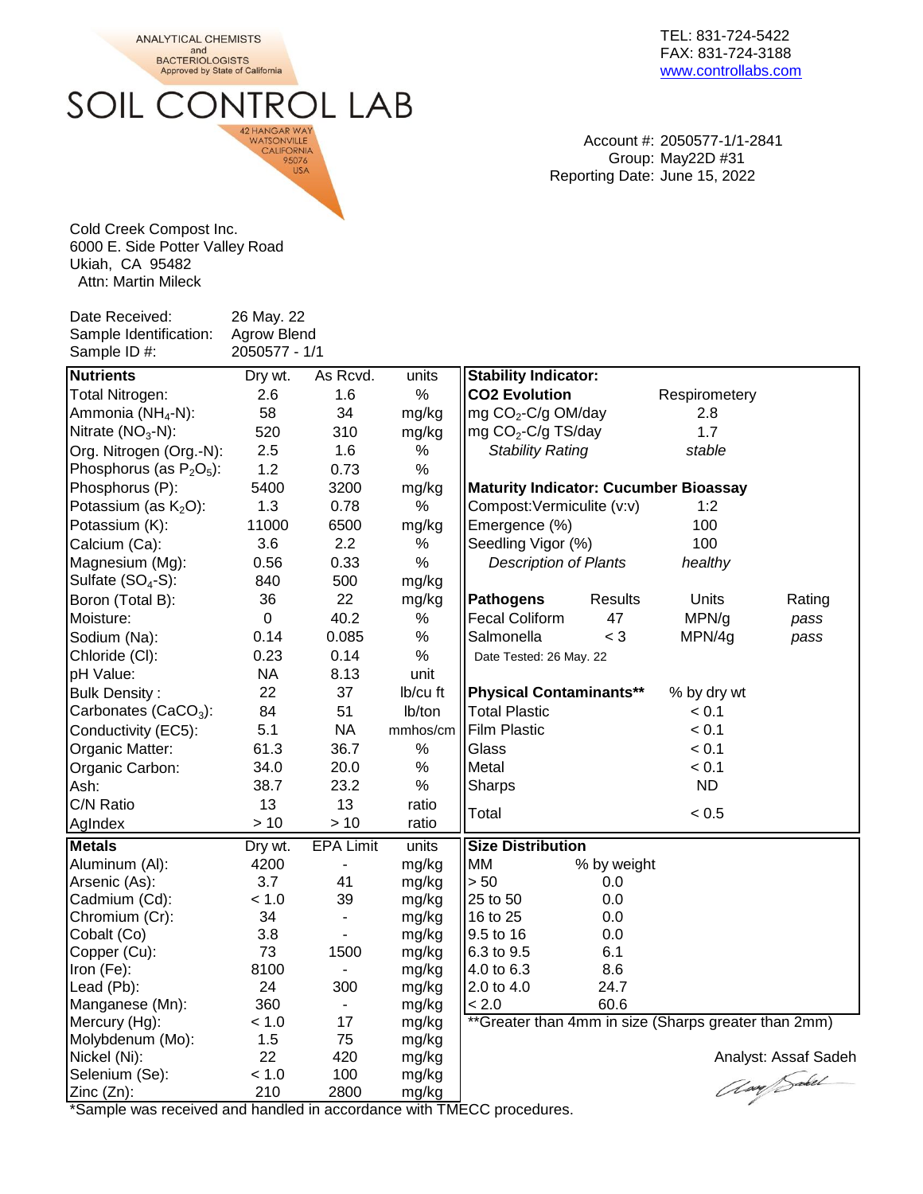ANALYTICAL CHEMISTS and BACTERIOLOGISTS
Approved by State of California

# SOIL CONTROL LAB

42 HANGAR WAY
WATSONVILLE
CALIFORNIA
95076
USA

TEL: 831-724-5422
FAX: 831-724-3188
www.controllabs.com

Account #: 2050577-1/1-2841
Group: May22D #31
Reporting Date: June 15, 2022

Cold Creek Compost Inc.
6000 E. Side Potter Valley Road
Ukiah, CA 95482
Attn: Martin Mileck

Date Received: 26 May. 22
Sample Identification: Agrow Blend
Sample ID #: 2050577 - 1/1

| **Nutrients** | Dry wt. | As Rcvd. | units |
|---|---|---|---|
| Total Nitrogen: | 2.6 | 1.6 | % |
| Ammonia ($NH_4$-N): | 58 | 34 | mg/kg |
| Nitrate ($NO_3$-N): | 520 | 310 | mg/kg |
| Org. Nitrogen (Org.-N): | 2.5 | 1.6 | % |
| Phosphorus (as $P_2O_5$): | 1.2 | 0.73 | % |
| Phosphorus (P): | 5400 | 3200 | mg/kg |
| Potassium (as $K_2O$): | 1.3 | 0.78 | % |
| Potassium (K): | 11000 | 6500 | mg/kg |
| Calcium (Ca): | 3.6 | 2.2 | % |
| Magnesium (Mg): | 0.56 | 0.33 | % |
| Sulfate ($SO_4$-S): | 840 | 500 | mg/kg |
| Boron (Total B): | 36 | 22 | mg/kg |
| Moisture: | 0 | 40.2 | % |
| Sodium (Na): | 0.14 | 0.085 | % |
| Chloride (Cl): | 0.23 | 0.14 | % |
| pH Value: | NA | 8.13 | unit |
| Bulk Density : | 22 | 37 | lb/cu ft |
| Carbonates ($CaCO_3$): | 84 | 51 | lb/ton |
| Conductivity (EC5): | 5.1 | NA | mmhos/cm |
| Organic Matter: | 61.3 | 36.7 | % |
| Organic Carbon: | 34.0 | 20.0 | % |
| Ash: | 38.7 | 23.2 | % |
| C/N Ratio | 13 | 13 | ratio |
| AgIndex | > 10 | > 10 | ratio |

| **Metals** | Dry wt. | EPA Limit | units |
|---|---|---|---|
| Aluminum (Al): | 4200 | - | mg/kg |
| Arsenic (As): | 3.7 | 41 | mg/kg |
| Cadmium (Cd): | < 1.0 | 39 | mg/kg |
| Chromium (Cr): | 34 | - | mg/kg |
| Cobalt (Co) | 3.8 | - | mg/kg |
| Copper (Cu): | 73 | 1500 | mg/kg |
| Iron (Fe): | 8100 | - | mg/kg |
| Lead (Pb): | 24 | 300 | mg/kg |
| Manganese (Mn): | 360 | - | mg/kg |
| Mercury (Hg): | < 1.0 | 17 | mg/kg |
| Molybdenum (Mo): | 1.5 | 75 | mg/kg |
| Nickel (Ni): | 22 | 420 | mg/kg |
| Selenium (Se): | < 1.0 | 100 | mg/kg |
| Zinc (Zn): | 210 | 2800 | mg/kg |

\*Sample was received and handled in accordance with TMECC procedures.

| **Stability Indicator:** | |
|---|---|
| **CO2 Evolution** | Respirometery |
| mg $CO_2$-C/g OM/day | 2.8 |
| mg $CO_2$-C/g TS/day | 1.7 |
| *Stability Rating* | *stable* |

| **Maturity Indicator: Cucumber Bioassay** | |
|---|---|
| Compost:Vermiculite (v:v) | 1:2 |
| Emergence (%) | 100 |
| Seedling Vigor (%) | 100 |
| *Description of Plants* | *healthy* |

| **Pathogens** | Results | Units | Rating |
|---|---|---|---|
| Fecal Coliform | 47 | MPN/g | *pass* |
| Salmonella | < 3 | MPN/4g | *pass* |

Date Tested: 26 May. 22

| **Physical Contaminants\*\*** | % by dry wt |
|---|---|
| Total Plastic | < 0.1 |
| Film Plastic | < 0.1 |
| Glass | < 0.1 |
| Metal | < 0.1 |
| Sharps | ND |
| Total | < 0.5 |

| **Size Distribution** | |
|---|---|
| MM | % by weight |
| > 50 | 0.0 |
| 25 to 50 | 0.0 |
| 16 to 25 | 0.0 |
| 9.5 to 16 | 0.0 |
| 6.3 to 9.5 | 6.1 |
| 4.0 to 6.3 | 8.6 |
| 2.0 to 4.0 | 24.7 |
| < 2.0 | 60.6 |

\*\*Greater than 4mm in size (Sharps greater than 2mm)

Analyst: Assaf Sadeh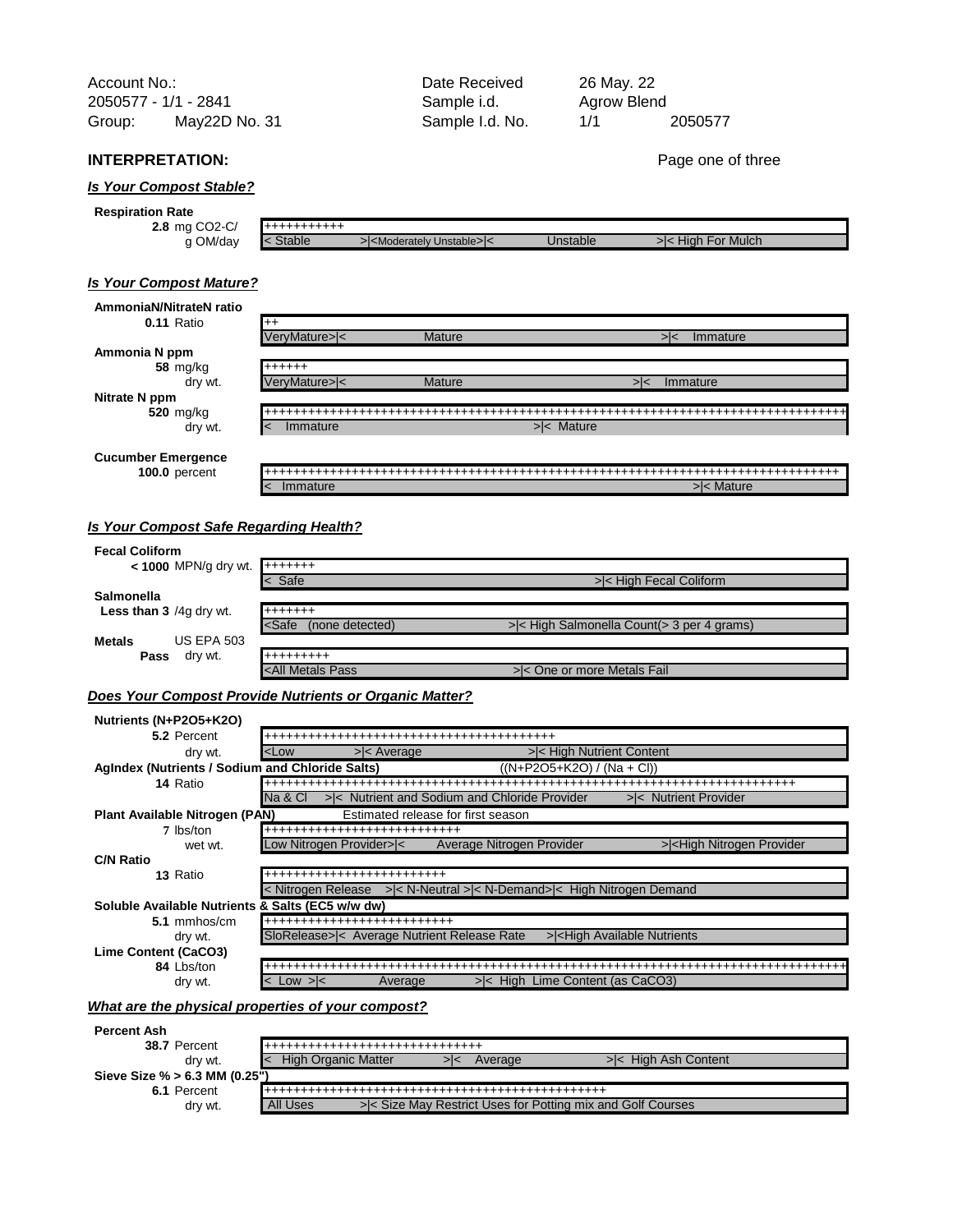| | | | |
|---|---|---|---|
| Account No.: | | Date Received | 26 May. 22 |
| 2050577 - 1/1 - 2841 | | Sample i.d. | Agrow Blend |
| Group: | May22D No. 31 | Sample I.d. No. | 1/1 2050577 |

## INTERPRETATION:

### *Is Your Compost Stable?*

**Respiration Rate**

**2.8** mg CO2-C/ g OM/day

```
+++++++++++
< Stable   >|<Moderately Unstable>|<   Unstable   >|< High For Mulch
```

### *Is Your Compost Mature?*

**AmmoniaN/NitrateN ratio**

**0.11** Ratio

```
++
VeryMature>|<   Mature   >|<   Immature
```

**Ammonia N ppm**

**58** mg/kg dry wt.

```
++++++
VeryMature>|<   Mature   >|<   Immature
```

**Nitrate N ppm**

**520** mg/kg dry wt.

```
+++++++++++++++++++++++++++++++++++++++++++++++++++++++++++++++++++++++++++++++++++
<   Immature   >|<  Mature
```

**Cucumber Emergence**

**100.0** percent

```
+++++++++++++++++++++++++++++++++++++++++++++++++++++++++++++++++++++++++++++++++
<   Immature   >|< Mature
```

### *Is Your Compost Safe Regarding Health?*

**Fecal Coliform**

**< 1000** MPN/g dry wt.

```
+++++++
<  Safe   >|< High Fecal Coliform
```

**Salmonella**

**Less than 3** /4g dry wt.

```
+++++++
<Safe  (none detected)   >|< High Salmonella Count(> 3 per 4 grams)
```

**Metals** US EPA 503

**Pass** dry wt.

```
+++++++++
<All Metals Pass   >|< One or more Metals Fail
```

### *Does Your Compost Provide Nutrients or Organic Matter?*

**Nutrients (N+P2O5+K2O)**

**5.2** Percent dry wt.

```
++++++++++++++++++++++++++++++++++++++++
<Low   >|< Average   >|< High Nutrient Content
```

**AgIndex (Nutrients / Sodium and Chloride Salts)** ((N+P2O5+K2O) / (Na + Cl))

**14** Ratio

```
++++++++++++++++++++++++++++++++++++++++++++++++++++++++++++++++++++++++++
Na & Cl   >|<  Nutrient and Sodium and Chloride Provider   >|<  Nutrient Provider
```

**Plant Available Nitrogen (PAN)** Estimated release for first season

**7** lbs/ton wet wt.

```
++++++++++++++++++++++++++++
Low Nitrogen Provider>|<   Average Nitrogen Provider   >|<High Nitrogen Provider
```

**C/N Ratio**

**13** Ratio

```
+++++++++++++++++++++++++
< Nitrogen Release   >|< N-Neutral >|< N-Demand>|<  High Nitrogen Demand
```

**Soluble Available Nutrients & Salts (EC5 w/w dw)**

**5.1** mmhos/cm dry wt.

```
+++++++++++++++++++++++++++
SloRelease>|<  Average Nutrient Release Rate   >|<High Available Nutrients
```

**Lime Content (CaCO3)**

**84** Lbs/ton dry wt.

```
+++++++++++++++++++++++++++++++++++++++++++++++++++++++++++++++++++++++++++++++++++
<  Low  >|<   Average   >|<  High  Lime Content (as CaCO3)
```

### *What are the physical properties of your compost?*

**Percent Ash**

**38.7** Percent dry wt.

```
++++++++++++++++++++++++++++++
<  High Organic Matter   >|<  Average   >|<  High Ash Content
```

**Sieve Size % > 6.3 MM (0.25")**

**6.1** Percent dry wt.

```
+++++++++++++++++++++++++++++++++++++++++++++++
All Uses   >|< Size May Restrict Uses for Potting mix and Golf Courses
```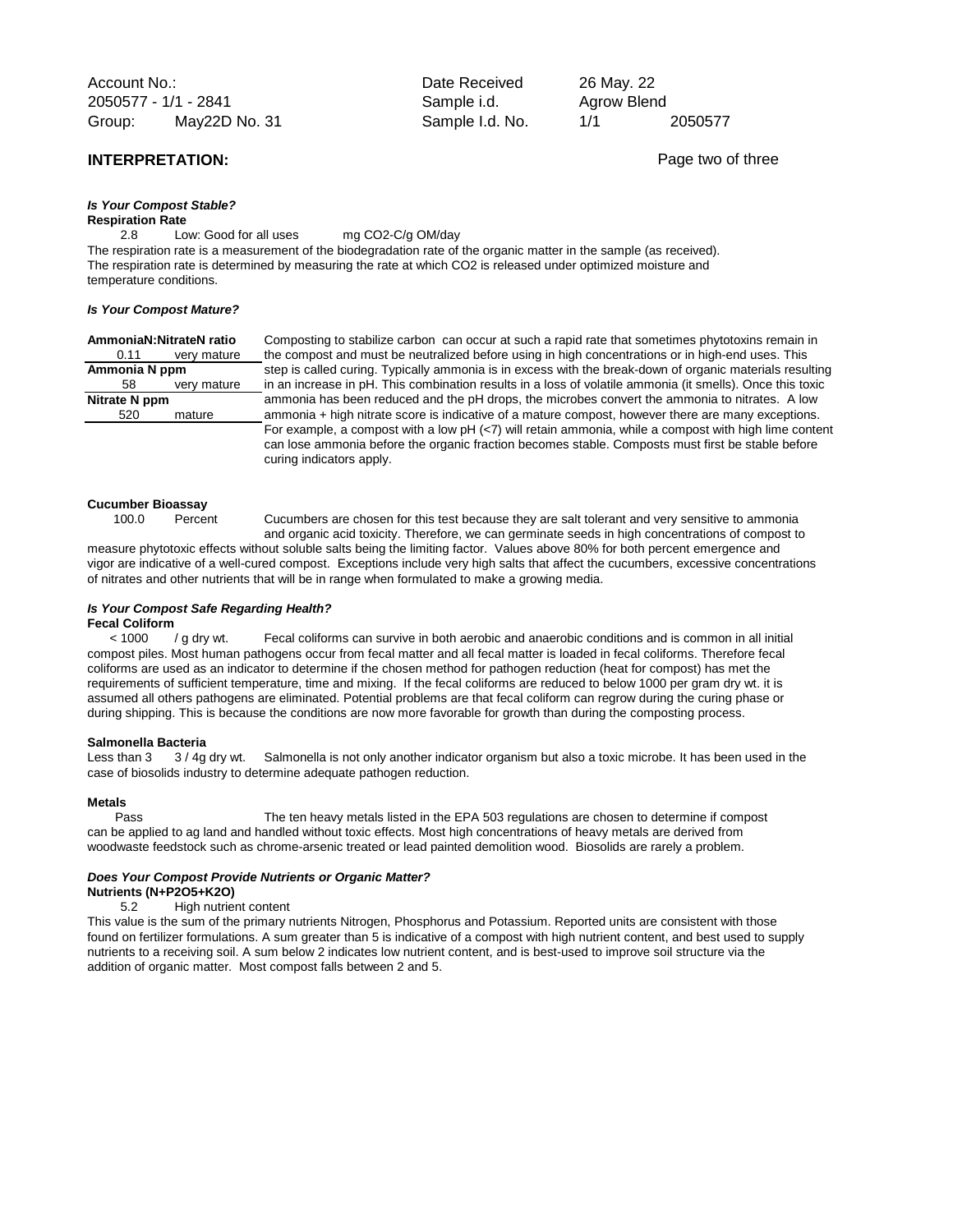| | | | | |
|---|---|---|---|---|
| Account No.: | | Date Received | 26 May. 22 | |
| 2050577 - 1/1 - 2841 | | Sample i.d. | Agrow Blend | |
| Group: | May22D No. 31 | Sample I.d. No. | 1/1 | 2050577 |

## INTERPRETATION:

### *Is Your Compost Stable?*

**Respiration Rate**

2.8 Low: Good for all uses mg $CO_2$-C/g OM/day

The respiration rate is a measurement of the biodegradation rate of the organic matter in the sample (as received). The respiration rate is determined by measuring the rate at which CO2 is released under optimized moisture and temperature conditions.

### *Is Your Compost Mature?*

| AmmoniaN:NitrateN ratio | |
|---|---|
| 0.11 | very mature |
| **Ammonia N ppm** | |
| 58 | very mature |
| **Nitrate N ppm** | |
| 520 | mature |

Composting to stabilize carbon can occur at such a rapid rate that sometimes phytotoxins remain in the compost and must be neutralized before using in high concentrations or in high-end uses. This step is called curing. Typically ammonia is in excess with the break-down of organic materials resulting in an increase in pH. This combination results in a loss of volatile ammonia (it smells). Once this toxic ammonia has been reduced and the pH drops, the microbes convert the ammonia to nitrates. A low ammonia + high nitrate score is indicative of a mature compost, however there are many exceptions. For example, a compost with a low pH (<7) will retain ammonia, while a compost with high lime content can lose ammonia before the organic fraction becomes stable. Composts must first be stable before curing indicators apply.

**Cucumber Bioassay**

100.0 Percent

Cucumbers are chosen for this test because they are salt tolerant and very sensitive to ammonia and organic acid toxicity. Therefore, we can germinate seeds in high concentrations of compost to measure phytotoxic effects without soluble salts being the limiting factor. Values above 80% for both percent emergence and vigor are indicative of a well-cured compost. Exceptions include very high salts that affect the cucumbers, excessive concentrations of nitrates and other nutrients that will be in range when formulated to make a growing media.

### *Is Your Compost Safe Regarding Health?*

**Fecal Coliform**

< 1000 / g dry wt.

Fecal coliforms can survive in both aerobic and anaerobic conditions and is common in all initial compost piles. Most human pathogens occur from fecal matter and all fecal matter is loaded in fecal coliforms. Therefore fecal coliforms are used as an indicator to determine if the chosen method for pathogen reduction (heat for compost) has met the requirements of sufficient temperature, time and mixing. If the fecal coliforms are reduced to below 1000 per gram dry wt. it is assumed all others pathogens are eliminated. Potential problems are that fecal coliform can regrow during the curing phase or during shipping. This is because the conditions are now more favorable for growth than during the composting process.

**Salmonella Bacteria**

Less than 3 3 / 4g dry wt.

Salmonella is not only another indicator organism but also a toxic microbe. It has been used in the case of biosolids industry to determine adequate pathogen reduction.

**Metals**

Pass

The ten heavy metals listed in the EPA 503 regulations are chosen to determine if compost can be applied to ag land and handled without toxic effects. Most high concentrations of heavy metals are derived from woodwaste feedstock such as chrome-arsenic treated or lead painted demolition wood. Biosolids are rarely a problem.

### *Does Your Compost Provide Nutrients or Organic Matter?*

**Nutrients (N+$P_2O_5$+$K_2O$)**

5.2 High nutrient content

This value is the sum of the primary nutrients Nitrogen, Phosphorus and Potassium. Reported units are consistent with those found on fertilizer formulations. A sum greater than 5 is indicative of a compost with high nutrient content, and best used to supply nutrients to a receiving soil. A sum below 2 indicates low nutrient content, and is best-used to improve soil structure via the addition of organic matter. Most compost falls between 2 and 5.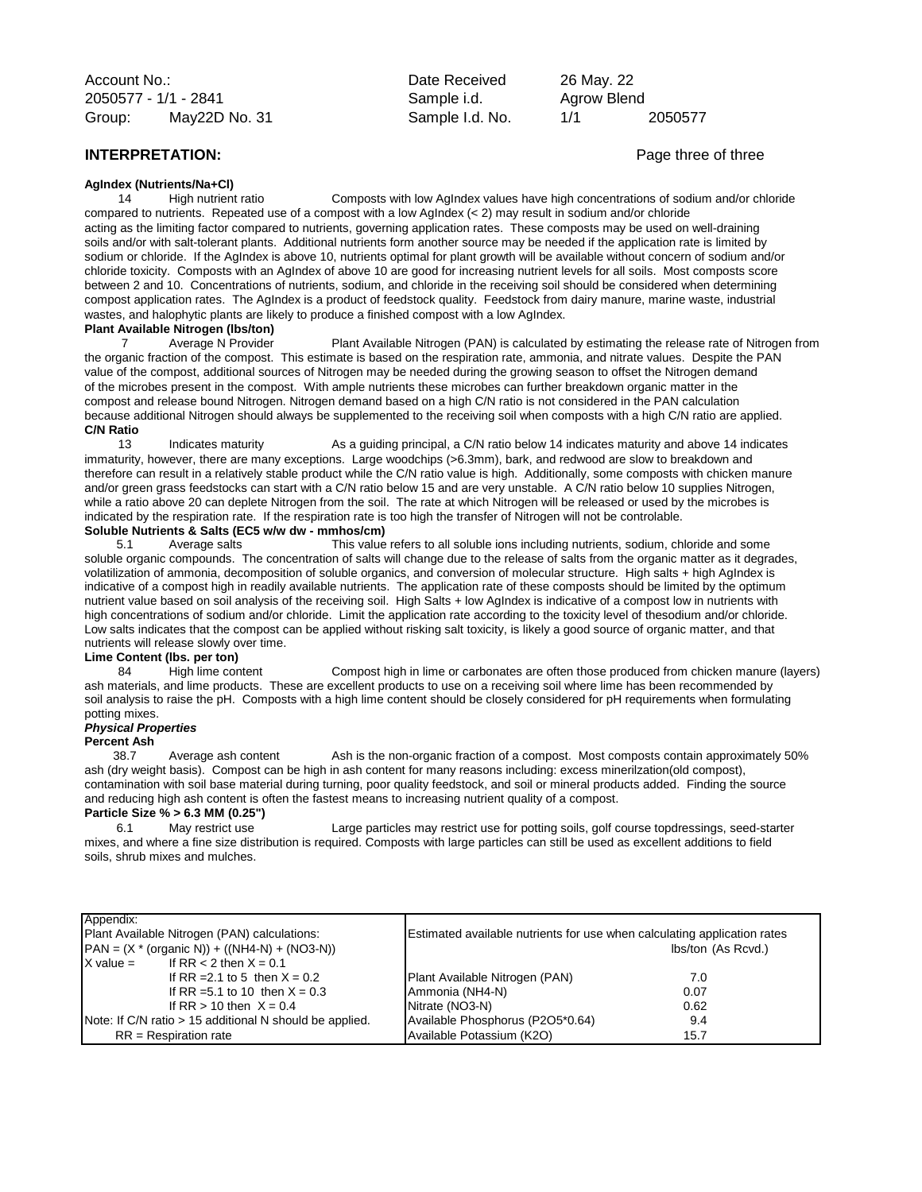| | | | |
|---|---|---|---|
| Account No.: | | Date Received | 26 May. 22 |
| 2050577 - 1/1 - 2841 | | Sample i.d. | Agrow Blend |
| Group: | May22D No. 31 | Sample I.d. No. | 1/1 2050577 |

## INTERPRETATION:

**AgIndex (Nutrients/Na+Cl)**

14 High nutrient ratio Composts with low AgIndex values have high concentrations of sodium and/or chloride compared to nutrients. Repeated use of a compost with a low AgIndex (< 2) may result in sodium and/or chloride acting as the limiting factor compared to nutrients, governing application rates. These composts may be used on well-draining soils and/or with salt-tolerant plants. Additional nutrients form another source may be needed if the application rate is limited by sodium or chloride. If the AgIndex is above 10, nutrients optimal for plant growth will be available without concern of sodium and/or chloride toxicity. Composts with an AgIndex of above 10 are good for increasing nutrient levels for all soils. Most composts score between 2 and 10. Concentrations of nutrients, sodium, and chloride in the receiving soil should be considered when determining compost application rates. The AgIndex is a product of feedstock quality. Feedstock from dairy manure, marine waste, industrial wastes, and halophytic plants are likely to produce a finished compost with a low AgIndex.

**Plant Available Nitrogen (lbs/ton)**

7 Average N Provider Plant Available Nitrogen (PAN) is calculated by estimating the release rate of Nitrogen from the organic fraction of the compost. This estimate is based on the respiration rate, ammonia, and nitrate values. Despite the PAN value of the compost, additional sources of Nitrogen may be needed during the growing season to offset the Nitrogen demand of the microbes present in the compost. With ample nutrients these microbes can further breakdown organic matter in the compost and release bound Nitrogen. Nitrogen demand based on a high C/N ratio is not considered in the PAN calculation because additional Nitrogen should always be supplemented to the receiving soil when composts with a high C/N ratio are applied.

**C/N Ratio**

13 Indicates maturity As a guiding principal, a C/N ratio below 14 indicates maturity and above 14 indicates immaturity, however, there are many exceptions. Large woodchips (>6.3mm), bark, and redwood are slow to breakdown and therefore can result in a relatively stable product while the C/N ratio value is high. Additionally, some composts with chicken manure and/or green grass feedstocks can start with a C/N ratio below 15 and are very unstable. A C/N ratio below 10 supplies Nitrogen, while a ratio above 20 can deplete Nitrogen from the soil. The rate at which Nitrogen will be released or used by the microbes is indicated by the respiration rate. If the respiration rate is too high the transfer of Nitrogen will not be controlable.

**Soluble Nutrients & Salts (EC5 w/w dw - mmhos/cm)**

5.1 Average salts This value refers to all soluble ions including nutrients, sodium, chloride and some soluble organic compounds. The concentration of salts will change due to the release of salts from the organic matter as it degrades, volatilization of ammonia, decomposition of soluble organics, and conversion of molecular structure. High salts + high AgIndex is indicative of a compost high in readily available nutrients. The application rate of these composts should be limited by the optimum nutrient value based on soil analysis of the receiving soil. High Salts + low AgIndex is indicative of a compost low in nutrients with high concentrations of sodium and/or chloride. Limit the application rate according to the toxicity level of thesodium and/or chloride. Low salts indicates that the compost can be applied without risking salt toxicity, is likely a good source of organic matter, and that nutrients will release slowly over time.

**Lime Content (lbs. per ton)**

84 High lime content Compost high in lime or carbonates are often those produced from chicken manure (layers) ash materials, and lime products. These are excellent products to use on a receiving soil where lime has been recommended by soil analysis to raise the pH. Composts with a high lime content should be closely considered for pH requirements when formulating potting mixes.

***Physical Properties***

**Percent Ash**

38.7 Average ash content Ash is the non-organic fraction of a compost. Most composts contain approximately 50% ash (dry weight basis). Compost can be high in ash content for many reasons including: excess minerilzation(old compost), contamination with soil base material during turning, poor quality feedstock, and soil or mineral products added. Finding the source and reducing high ash content is often the fastest means to increasing nutrient quality of a compost.

**Particle Size % > 6.3 MM (0.25")**

6.1 May restrict use Large particles may restrict use for potting soils, golf course topdressings, seed-starter mixes, and where a fine size distribution is required. Composts with large particles can still be used as excellent additions to field soils, shrub mixes and mulches.

| Appendix: | | |
|---|---|---|
| Plant Available Nitrogen (PAN) calculations: | Estimated available nutrients for use when calculating application rates | |
| PAN = (X * (organic N)) + ((NH4-N) + (NO3-N)) | | lbs/ton (As Rcvd.) |
| X value = If RR < 2 then X = 0.1 | | |
| If RR =2.1 to 5 then X = 0.2 | Plant Available Nitrogen (PAN) | 7.0 |
| If RR =5.1 to 10 then X = 0.3 | Ammonia (NH4-N) | 0.07 |
| If RR > 10 then X = 0.4 | Nitrate (NO3-N) | 0.62 |
| Note: If C/N ratio > 15 additional N should be applied. | Available Phosphorus (P2O5*0.64) | 9.4 |
| RR = Respiration rate | Available Potassium (K2O) | 15.7 |